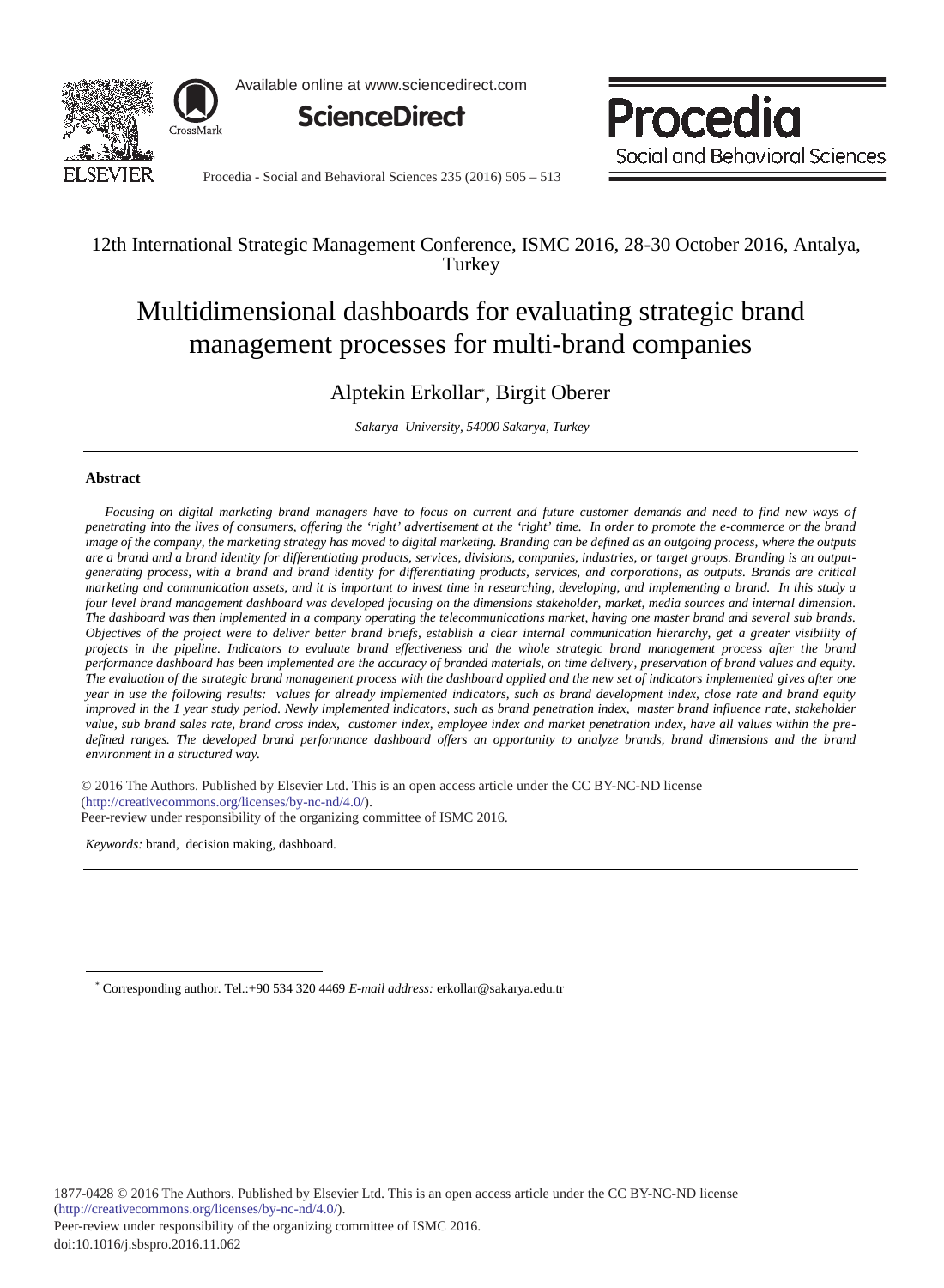12th International Strategic Management Conference, ISMC 2016, 28-30 October 2016, Antalya, Turkey

# Multidimensional dashboards for evaluating strategic brand management processes for multi-brand companies

Alptekin Erkollar*, Birgit Oberer

*Sakarya University, 54000 Sakarya, Turkey*

## Abstract

*Focusing on digital marketing brand managers have to focus on current and future customer demands and need to find new ways of penetrating into the lives of consumers, offering the 'right' advertisement at the 'right' time. In order to promote the e-commerce or the brand image of the company, the marketing strategy has moved to digital marketing. Branding can be defined as an outgoing process, where the outputs are a brand and a brand identity for differentiating products, services, divisions, companies, industries, or target groups. Branding is an output-generating process, with a brand and brand identity for differentiating products, services, and corporations, as outputs. Brands are critical marketing and communication assets, and it is important to invest time in researching, developing, and implementing a brand. In this study a four level brand management dashboard was developed focusing on the dimensions stakeholder, market, media sources and internal dimension. The dashboard was then implemented in a company operating the telecommunications market, having one master brand and several sub brands. Objectives of the project were to deliver better brand briefs, establish a clear internal communication hierarchy, get a greater visibility of projects in the pipeline. Indicators to evaluate brand effectiveness and the whole strategic brand management process after the brand performance dashboard has been implemented are the accuracy of branded materials, on time delivery, preservation of brand values and equity. The evaluation of the strategic brand management process with the dashboard applied and the new set of indicators implemented gives after one year in use the following results: values for already implemented indicators, such as brand development index, close rate and brand equity improved in the 1 year study period. Newly implemented indicators, such as brand penetration index, master brand influence rate, stakeholder value, sub brand sales rate, brand cross index, customer index, employee index and market penetration index, have all values within the pre-defined ranges. The developed brand performance dashboard offers an opportunity to analyze brands, brand dimensions and the brand environment in a structured way.*

© 2016 The Authors. Published by Elsevier Ltd. This is an open access article under the CC BY-NC-ND license (http://creativecommons.org/licenses/by-nc-nd/4.0/).
Peer-review under responsibility of the organizing committee of ISMC 2016.

*Keywords:* brand, decision making, dashboard.

---

* Corresponding author. Tel.:+90 534 320 4469 *E-mail address:* erkollar@sakarya.edu.tr

1877-0428 © 2016 The Authors. Published by Elsevier Ltd. This is an open access article under the CC BY-NC-ND license (http://creativecommons.org/licenses/by-nc-nd/4.0/).
Peer-review under responsibility of the organizing committee of ISMC 2016.
doi:10.1016/j.sbspro.2016.11.062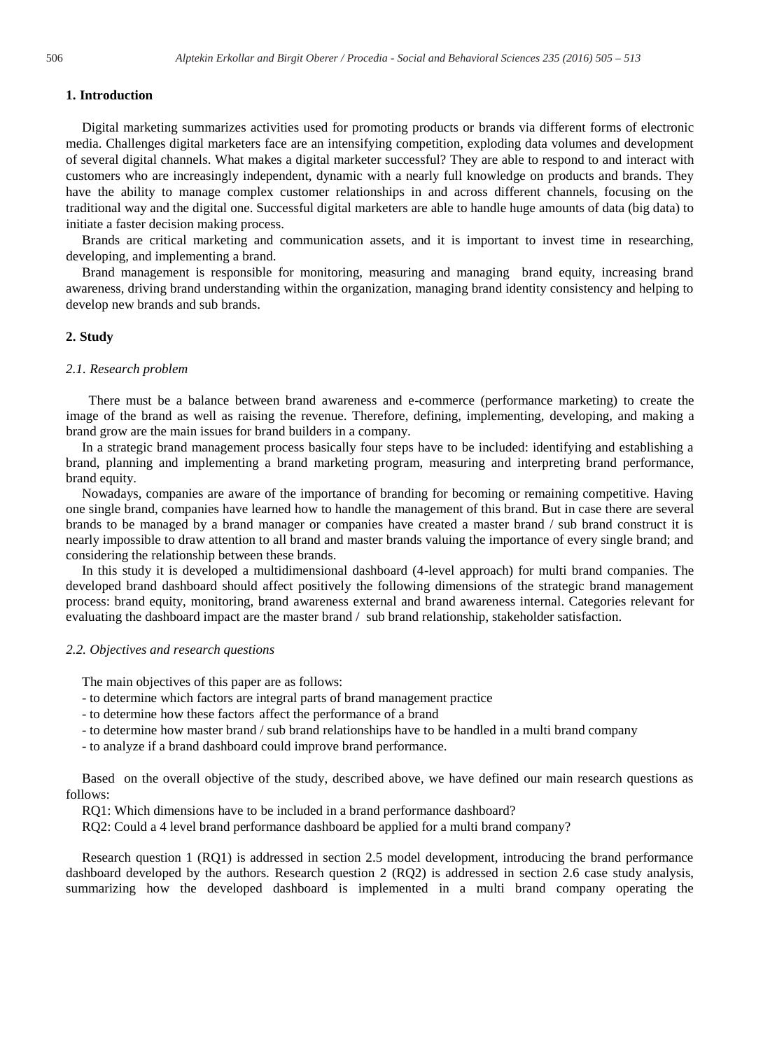## 1. Introduction

Digital marketing summarizes activities used for promoting products or brands via different forms of electronic media. Challenges digital marketers face are an intensifying competition, exploding data volumes and development of several digital channels. What makes a digital marketer successful? They are able to respond to and interact with customers who are increasingly independent, dynamic with a nearly full knowledge on products and brands. They have the ability to manage complex customer relationships in and across different channels, focusing on the traditional way and the digital one. Successful digital marketers are able to handle huge amounts of data (big data) to initiate a faster decision making process.

Brands are critical marketing and communication assets, and it is important to invest time in researching, developing, and implementing a brand.

Brand management is responsible for monitoring, measuring and managing brand equity, increasing brand awareness, driving brand understanding within the organization, managing brand identity consistency and helping to develop new brands and sub brands.

## 2. Study

### *2.1. Research problem*

There must be a balance between brand awareness and e-commerce (performance marketing) to create the image of the brand as well as raising the revenue. Therefore, defining, implementing, developing, and making a brand grow are the main issues for brand builders in a company.

In a strategic brand management process basically four steps have to be included: identifying and establishing a brand, planning and implementing a brand marketing program, measuring and interpreting brand performance, brand equity.

Nowadays, companies are aware of the importance of branding for becoming or remaining competitive. Having one single brand, companies have learned how to handle the management of this brand. But in case there are several brands to be managed by a brand manager or companies have created a master brand / sub brand construct it is nearly impossible to draw attention to all brand and master brands valuing the importance of every single brand; and considering the relationship between these brands.

In this study it is developed a multidimensional dashboard (4-level approach) for multi brand companies. The developed brand dashboard should affect positively the following dimensions of the strategic brand management process: brand equity, monitoring, brand awareness external and brand awareness internal. Categories relevant for evaluating the dashboard impact are the master brand / sub brand relationship, stakeholder satisfaction.

### *2.2. Objectives and research questions*

The main objectives of this paper are as follows:

- to determine which factors are integral parts of brand management practice
- to determine how these factors affect the performance of a brand
- to determine how master brand / sub brand relationships have to be handled in a multi brand company
- to analyze if a brand dashboard could improve brand performance.

Based on the overall objective of the study, described above, we have defined our main research questions as follows:

RQ1: Which dimensions have to be included in a brand performance dashboard?

RQ2: Could a 4 level brand performance dashboard be applied for a multi brand company?

Research question 1 (RQ1) is addressed in section 2.5 model development, introducing the brand performance dashboard developed by the authors. Research question 2 (RQ2) is addressed in section 2.6 case study analysis, summarizing how the developed dashboard is implemented in a multi brand company operating the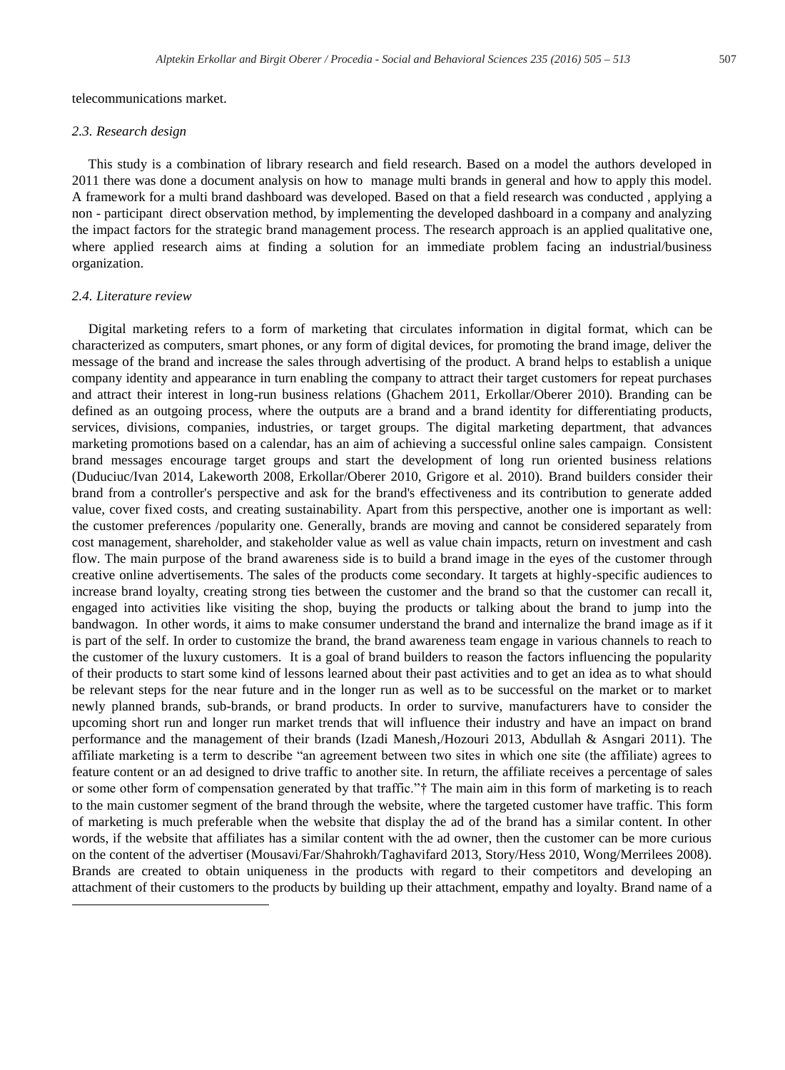telecommunications market.

### *2.3. Research design*

This study is a combination of library research and field research. Based on a model the authors developed in 2011 there was done a document analysis on how to manage multi brands in general and how to apply this model. A framework for a multi brand dashboard was developed. Based on that a field research was conducted , applying a non - participant direct observation method, by implementing the developed dashboard in a company and analyzing the impact factors for the strategic brand management process. The research approach is an applied qualitative one, where applied research aims at finding a solution for an immediate problem facing an industrial/business organization.

### *2.4. Literature review*

Digital marketing refers to a form of marketing that circulates information in digital format, which can be characterized as computers, smart phones, or any form of digital devices, for promoting the brand image, deliver the message of the brand and increase the sales through advertising of the product. A brand helps to establish a unique company identity and appearance in turn enabling the company to attract their target customers for repeat purchases and attract their interest in long-run business relations (Ghachem 2011, Erkollar/Oberer 2010). Branding can be defined as an outgoing process, where the outputs are a brand and a brand identity for differentiating products, services, divisions, companies, industries, or target groups. The digital marketing department, that advances marketing promotions based on a calendar, has an aim of achieving a successful online sales campaign. Consistent brand messages encourage target groups and start the development of long run oriented business relations (Duduciuc/Ivan 2014, Lakeworth 2008, Erkollar/Oberer 2010, Grigore et al. 2010). Brand builders consider their brand from a controller's perspective and ask for the brand's effectiveness and its contribution to generate added value, cover fixed costs, and creating sustainability. Apart from this perspective, another one is important as well: the customer preferences /popularity one. Generally, brands are moving and cannot be considered separately from cost management, shareholder, and stakeholder value as well as value chain impacts, return on investment and cash flow. The main purpose of the brand awareness side is to build a brand image in the eyes of the customer through creative online advertisements. The sales of the products come secondary. It targets at highly-specific audiences to increase brand loyalty, creating strong ties between the customer and the brand so that the customer can recall it, engaged into activities like visiting the shop, buying the products or talking about the brand to jump into the bandwagon. In other words, it aims to make consumer understand the brand and internalize the brand image as if it is part of the self. In order to customize the brand, the brand awareness team engage in various channels to reach to the customer of the luxury customers. It is a goal of brand builders to reason the factors influencing the popularity of their products to start some kind of lessons learned about their past activities and to get an idea as to what should be relevant steps for the near future and in the longer run as well as to be successful on the market or to market newly planned brands, sub-brands, or brand products. In order to survive, manufacturers have to consider the upcoming short run and longer run market trends that will influence their industry and have an impact on brand performance and the management of their brands (Izadi Manesh,/Hozouri 2013, Abdullah & Asngari 2011). The affiliate marketing is a term to describe "an agreement between two sites in which one site (the affiliate) agrees to feature content or an ad designed to drive traffic to another site. In return, the affiliate receives a percentage of sales or some other form of compensation generated by that traffic."† The main aim in this form of marketing is to reach to the main customer segment of the brand through the website, where the targeted customer have traffic. This form of marketing is much preferable when the website that display the ad of the brand has a similar content. In other words, if the website that affiliates has a similar content with the ad owner, then the customer can be more curious on the content of the advertiser (Mousavi/Far/Shahrokh/Taghavifard 2013, Story/Hess 2010, Wong/Merrilees 2008). Brands are created to obtain uniqueness in the products with regard to their competitors and developing an attachment of their customers to the products by building up their attachment, empathy and loyalty. Brand name of a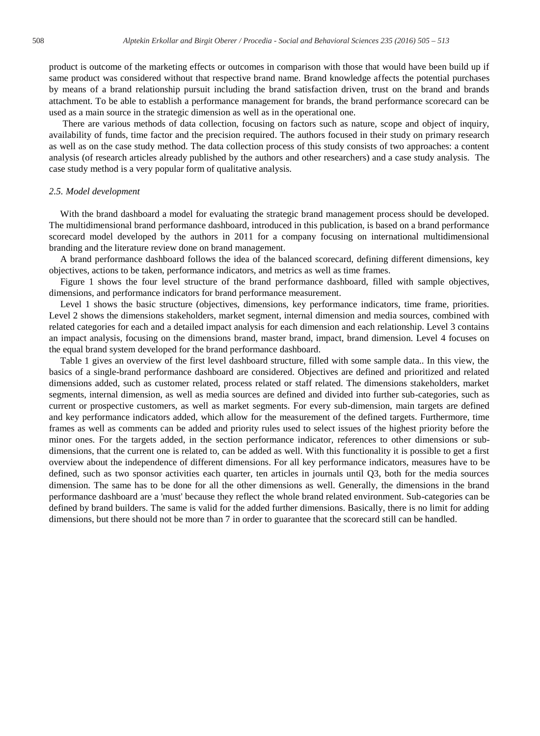product is outcome of the marketing effects or outcomes in comparison with those that would have been build up if same product was considered without that respective brand name. Brand knowledge affects the potential purchases by means of a brand relationship pursuit including the brand satisfaction driven, trust on the brand and brands attachment. To be able to establish a performance management for brands, the brand performance scorecard can be used as a main source in the strategic dimension as well as in the operational one.

There are various methods of data collection, focusing on factors such as nature, scope and object of inquiry, availability of funds, time factor and the precision required. The authors focused in their study on primary research as well as on the case study method. The data collection process of this study consists of two approaches: a content analysis (of research articles already published by the authors and other researchers) and a case study analysis. The case study method is a very popular form of qualitative analysis.

### *2.5. Model development*

With the brand dashboard a model for evaluating the strategic brand management process should be developed. The multidimensional brand performance dashboard, introduced in this publication, is based on a brand performance scorecard model developed by the authors in 2011 for a company focusing on international multidimensional branding and the literature review done on brand management.

A brand performance dashboard follows the idea of the balanced scorecard, defining different dimensions, key objectives, actions to be taken, performance indicators, and metrics as well as time frames.

Figure 1 shows the four level structure of the brand performance dashboard, filled with sample objectives, dimensions, and performance indicators for brand performance measurement.

Level 1 shows the basic structure (objectives, dimensions, key performance indicators, time frame, priorities. Level 2 shows the dimensions stakeholders, market segment, internal dimension and media sources, combined with related categories for each and a detailed impact analysis for each dimension and each relationship. Level 3 contains an impact analysis, focusing on the dimensions brand, master brand, impact, brand dimension. Level 4 focuses on the equal brand system developed for the brand performance dashboard.

Table 1 gives an overview of the first level dashboard structure, filled with some sample data.. In this view, the basics of a single-brand performance dashboard are considered. Objectives are defined and prioritized and related dimensions added, such as customer related, process related or staff related. The dimensions stakeholders, market segments, internal dimension, as well as media sources are defined and divided into further sub-categories, such as current or prospective customers, as well as market segments. For every sub-dimension, main targets are defined and key performance indicators added, which allow for the measurement of the defined targets. Furthermore, time frames as well as comments can be added and priority rules used to select issues of the highest priority before the minor ones. For the targets added, in the section performance indicator, references to other dimensions or sub-dimensions, that the current one is related to, can be added as well. With this functionality it is possible to get a first overview about the independence of different dimensions. For all key performance indicators, measures have to be defined, such as two sponsor activities each quarter, ten articles in journals until Q3, both for the media sources dimension. The same has to be done for all the other dimensions as well. Generally, the dimensions in the brand performance dashboard are a 'must' because they reflect the whole brand related environment. Sub-categories can be defined by brand builders. The same is valid for the added further dimensions. Basically, there is no limit for adding dimensions, but there should not be more than 7 in order to guarantee that the scorecard still can be handled.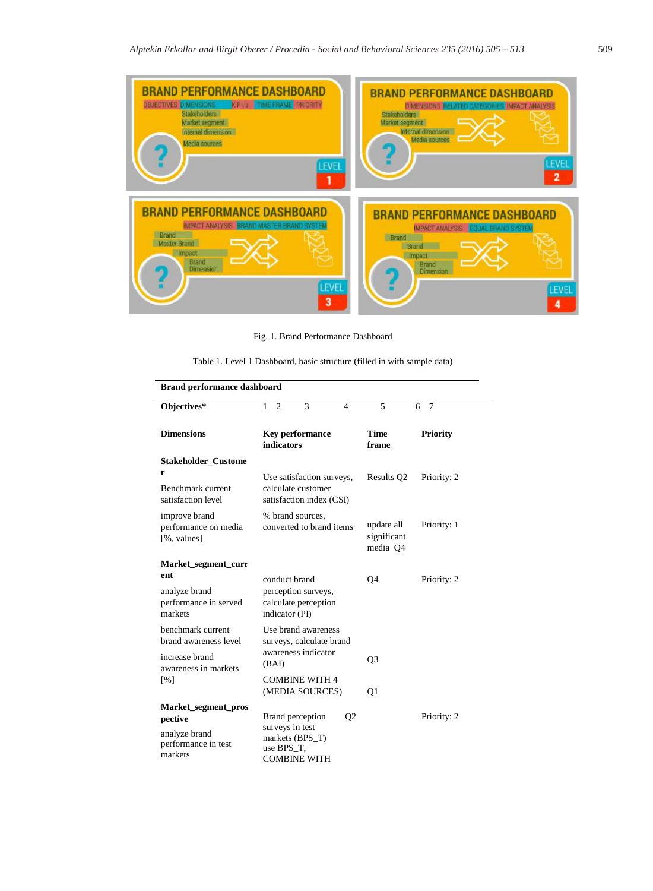Fig. 1. Brand Performance Dashboard

Table 1. Level 1 Dashboard, basic structure (filled in with sample data)

| Brand performance dashboard | | | |
|---|---|---|---|
| **Objectives*** | 1 2 3 4 | 5 | 6 7 |
| **Dimensions** | **Key performance indicators** | **Time frame** | **Priority** |
| **Stakeholder_Customer** | | | |
| Benchmark current satisfaction level | Use satisfaction surveys, calculate customer satisfaction index (CSI) | Results Q2 | Priority: 2 |
| improve brand performance on media [%, values] | % brand sources, converted to brand items | update all significant media Q4 | Priority: 1 |
| **Market_segment_current** | | | |
| analyze brand performance in served markets | conduct brand perception surveys, calculate perception indicator (PI) | Q4 | Priority: 2 |
| benchmark current brand awareness level | Use brand awareness surveys, calculate brand awareness indicator (BAI) | Q3 | |
| increase brand awareness in markets [%] | COMBINE WITH 4 (MEDIA SOURCES) | Q1 | |
| **Market_segment_prospective** | | | |
| analyze brand performance in test markets | Brand perception surveys in test markets (BPS_T) use BPS_T, COMBINE WITH | Q2 | Priority: 2 |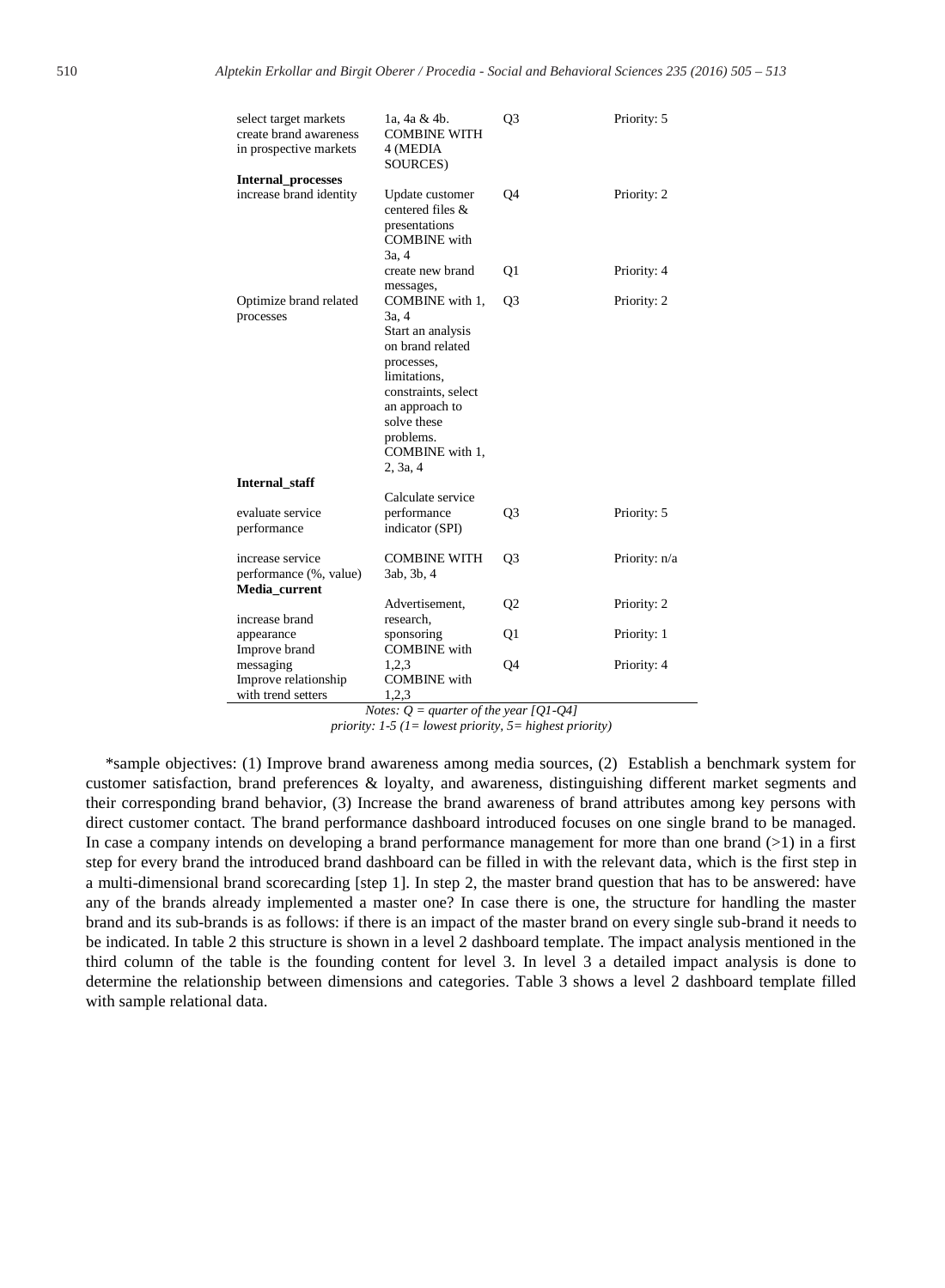| | | | |
|---|---|---|---|
| select target markets create brand awareness in prospective markets | 1a, 4a & 4b. COMBINE WITH 4 (MEDIA SOURCES) | Q3 | Priority: 5 |
| **Internal_processes** | | | |
| increase brand identity | Update customer centered files & presentations COMBINE with 3a, 4 | Q4 | Priority: 2 |
| | create new brand messages, | Q1 | Priority: 4 |
| Optimize brand related processes | COMBINE with 1, 3a, 4 Start an analysis on brand related processes, limitations, constraints, select an approach to solve these problems. COMBINE with 1, 2, 3a, 4 | Q3 | Priority: 2 |
| **Internal_staff** | | | |
| evaluate service performance | Calculate service performance indicator (SPI) | Q3 | Priority: 5 |
| increase service performance (%, value) | COMBINE WITH 3ab, 3b, 4 | Q3 | Priority: n/a |
| **Media_current** | | | |
| increase brand appearance | Advertisement, research, sponsoring | Q2 | Priority: 2 |
| Improve brand messaging | COMBINE with 1,2,3 | Q1 | Priority: 1 |
| Improve relationship with trend setters | COMBINE with 1,2,3 | Q4 | Priority: 4 |

*Notes: Q = quarter of the year [Q1-Q4]*
*priority: 1-5 (1= lowest priority, 5= highest priority)*

*sample objectives: (1) Improve brand awareness among media sources, (2) Establish a benchmark system for customer satisfaction, brand preferences & loyalty, and awareness, distinguishing different market segments and their corresponding brand behavior, (3) Increase the brand awareness of brand attributes among key persons with direct customer contact. The brand performance dashboard introduced focuses on one single brand to be managed. In case a company intends on developing a brand performance management for more than one brand (>1) in a first step for every brand the introduced brand dashboard can be filled in with the relevant data, which is the first step in a multi-dimensional brand scorecarding [step 1]. In step 2, the master brand question that has to be answered: have any of the brands already implemented a master one? In case there is one, the structure for handling the master brand and its sub-brands is as follows: if there is an impact of the master brand on every single sub-brand it needs to be indicated. In table 2 this structure is shown in a level 2 dashboard template. The impact analysis mentioned in the third column of the table is the founding content for level 3. In level 3 a detailed impact analysis is done to determine the relationship between dimensions and categories. Table 3 shows a level 2 dashboard template filled with sample relational data.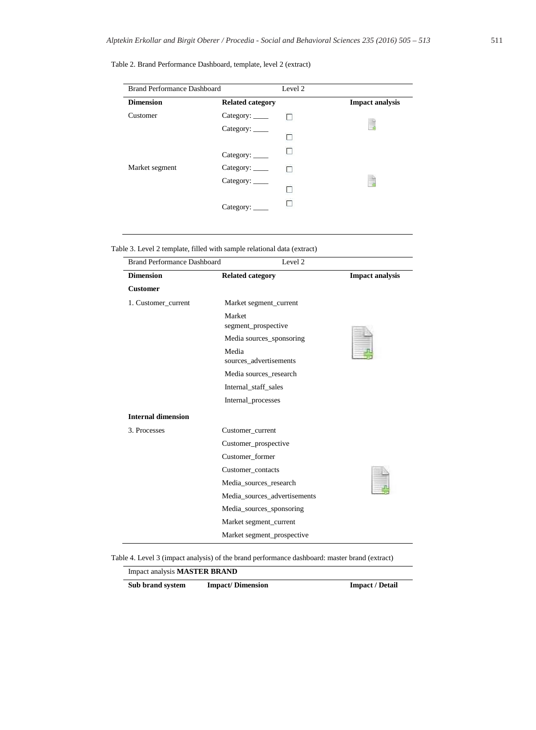Table 2. Brand Performance Dashboard, template, level 2 (extract)

| Brand Performance Dashboard | Level 2 | | |
|---|---|---|---|
| **Dimension** | **Related category** | | **Impact analysis** |
| Customer | Category: ____ | ☐ | |
| | Category: ____ | ☐ | |
| | Category: ____ | ☐ | |
| Market segment | Category: ____ | ☐ | |
| | Category: ____ | ☐ | |
| | Category: ____ | ☐ | |

Table 3. Level 2 template, filled with sample relational data (extract)

| Brand Performance Dashboard | Level 2 | |
|---|---|---|
| **Dimension** | **Related category** | **Impact analysis** |
| **Customer** | | |
| 1. Customer_current | Market segment_current | |
| | Market segment_prospective | |
| | Media sources_sponsoring | |
| | Media sources_advertisements | |
| | Media sources_research | |
| | Internal_staff_sales | |
| | Internal_processes | |
| **Internal dimension** | | |
| 3. Processes | Customer_current | |
| | Customer_prospective | |
| | Customer_former | |
| | Customer_contacts | |
| | Media_sources_research | |
| | Media_sources_advertisements | |
| | Media_sources_sponsoring | |
| | Market segment_current | |
| | Market segment_prospective | |

Table 4. Level 3 (impact analysis) of the brand performance dashboard: master brand (extract)

| Impact analysis **MASTER BRAND** | | |
|---|---|---|
| **Sub brand system** | **Impact/ Dimension** | **Impact / Detail** |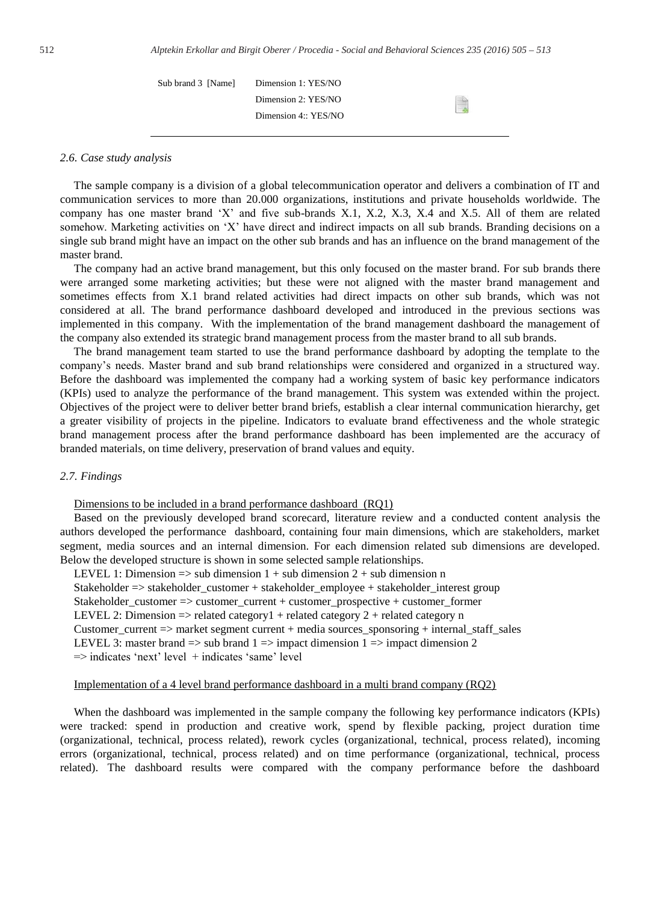| Sub brand 3 [Name] | Dimension 1: YES/NO |
|---|---|
| | Dimension 2: YES/NO |
| | Dimension 4:: YES/NO |

*2.6. Case study analysis*

The sample company is a division of a global telecommunication operator and delivers a combination of IT and communication services to more than 20.000 organizations, institutions and private households worldwide. The company has one master brand 'X' and five sub-brands X.1, X.2, X.3, X.4 and X.5. All of them are related somehow. Marketing activities on 'X' have direct and indirect impacts on all sub brands. Branding decisions on a single sub brand might have an impact on the other sub brands and has an influence on the brand management of the master brand.

The company had an active brand management, but this only focused on the master brand. For sub brands there were arranged some marketing activities; but these were not aligned with the master brand management and sometimes effects from X.1 brand related activities had direct impacts on other sub brands, which was not considered at all. The brand performance dashboard developed and introduced in the previous sections was implemented in this company. With the implementation of the brand management dashboard the management of the company also extended its strategic brand management process from the master brand to all sub brands.

The brand management team started to use the brand performance dashboard by adopting the template to the company's needs. Master brand and sub brand relationships were considered and organized in a structured way. Before the dashboard was implemented the company had a working system of basic key performance indicators (KPIs) used to analyze the performance of the brand management. This system was extended within the project. Objectives of the project were to deliver better brand briefs, establish a clear internal communication hierarchy, get a greater visibility of projects in the pipeline. Indicators to evaluate brand effectiveness and the whole strategic brand management process after the brand performance dashboard has been implemented are the accuracy of branded materials, on time delivery, preservation of brand values and equity.

*2.7. Findings*

Dimensions to be included in a brand performance dashboard (RQ1)

Based on the previously developed brand scorecard, literature review and a conducted content analysis the authors developed the performance dashboard, containing four main dimensions, which are stakeholders, market segment, media sources and an internal dimension. For each dimension related sub dimensions are developed. Below the developed structure is shown in some selected sample relationships.

LEVEL 1: Dimension => sub dimension 1 + sub dimension 2 + sub dimension n
Stakeholder => stakeholder_customer + stakeholder_employee + stakeholder_interest group
Stakeholder_customer => customer_current + customer_prospective + customer_former
LEVEL 2: Dimension => related category1 + related category 2 + related category n
Customer_current => market segment current + media sources_sponsoring + internal_staff_sales
LEVEL 3: master brand => sub brand 1 => impact dimension 1 => impact dimension 2
=> indicates 'next' level + indicates 'same' level

Implementation of a 4 level brand performance dashboard in a multi brand company (RQ2)

When the dashboard was implemented in the sample company the following key performance indicators (KPIs) were tracked: spend in production and creative work, spend by flexible packing, project duration time (organizational, technical, process related), rework cycles (organizational, technical, process related), incoming errors (organizational, technical, process related) and on time performance (organizational, technical, process related). The dashboard results were compared with the company performance before the dashboard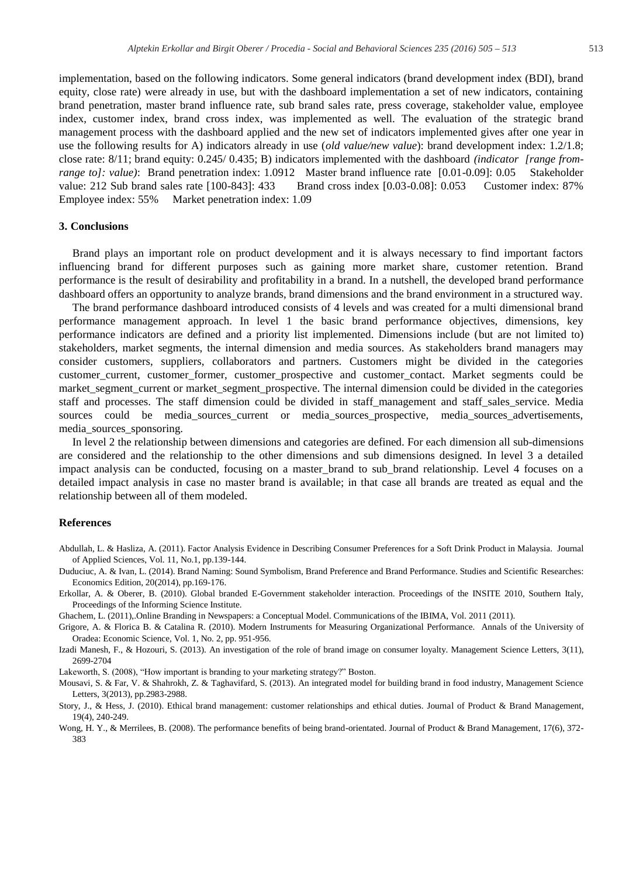implementation, based on the following indicators. Some general indicators (brand development index (BDI), brand equity, close rate) were already in use, but with the dashboard implementation a set of new indicators, containing brand penetration, master brand influence rate, sub brand sales rate, press coverage, stakeholder value, employee index, customer index, brand cross index, was implemented as well. The evaluation of the strategic brand management process with the dashboard applied and the new set of indicators implemented gives after one year in use the following results for A) indicators already in use (*old value/new value*): brand development index: 1.2/1.8; close rate: 8/11; brand equity: 0.245/ 0.435; B) indicators implemented with the dashboard *(indicator [range from-range to]: value)*: Brand penetration index: 1.0912 Master brand influence rate [0.01-0.09]: 0.05 Stakeholder value: 212 Sub brand sales rate [100-843]: 433 Brand cross index [0.03-0.08]: 0.053 Customer index: 87% Employee index: 55% Market penetration index: 1.09

## 3. Conclusions

Brand plays an important role on product development and it is always necessary to find important factors influencing brand for different purposes such as gaining more market share, customer retention. Brand performance is the result of desirability and profitability in a brand. In a nutshell, the developed brand performance dashboard offers an opportunity to analyze brands, brand dimensions and the brand environment in a structured way.

The brand performance dashboard introduced consists of 4 levels and was created for a multi dimensional brand performance management approach. In level 1 the basic brand performance objectives, dimensions, key performance indicators are defined and a priority list implemented. Dimensions include (but are not limited to) stakeholders, market segments, the internal dimension and media sources. As stakeholders brand managers may consider customers, suppliers, collaborators and partners. Customers might be divided in the categories customer_current, customer_former, customer_prospective and customer_contact. Market segments could be market_segment_current or market_segment_prospective. The internal dimension could be divided in the categories staff and processes. The staff dimension could be divided in staff_management and staff_sales_service. Media sources could be media_sources_current or media_sources_prospective, media_sources_advertisements, media_sources_sponsoring.

In level 2 the relationship between dimensions and categories are defined. For each dimension all sub-dimensions are considered and the relationship to the other dimensions and sub dimensions designed. In level 3 a detailed impact analysis can be conducted, focusing on a master_brand to sub_brand relationship. Level 4 focuses on a detailed impact analysis in case no master brand is available; in that case all brands are treated as equal and the relationship between all of them modeled.

## References

Abdullah, L. & Hasliza, A. (2011). Factor Analysis Evidence in Describing Consumer Preferences for a Soft Drink Product in Malaysia. Journal of Applied Sciences, Vol. 11, No.1, pp.139-144.

Duduciuc, A. & Ivan, L. (2014). Brand Naming: Sound Symbolism, Brand Preference and Brand Performance. Studies and Scientific Researches: Economics Edition, 20(2014), pp.169-176.

Erkollar, A. & Oberer, B. (2010). Global branded E-Government stakeholder interaction. Proceedings of the INSITE 2010, Southern Italy, Proceedings of the Informing Science Institute.

Ghachem, L. (2011),.Online Branding in Newspapers: a Conceptual Model. Communications of the IBIMA, Vol. 2011 (2011).

Grigore, A. & Florica B. & Catalina R. (2010). Modern Instruments for Measuring Organizational Performance. Annals of the University of Oradea: Economic Science, Vol. 1, No. 2, pp. 951-956.

Izadi Manesh, F., & Hozouri, S. (2013). An investigation of the role of brand image on consumer loyalty. Management Science Letters, 3(11), 2699-2704

Lakeworth, S. (2008), "How important is branding to your marketing strategy?" Boston.

Mousavi, S. & Far, V. & Shahrokh, Z. & Taghavifard, S. (2013). An integrated model for building brand in food industry, Management Science Letters, 3(2013), pp.2983-2988.

Story, J., & Hess, J. (2010). Ethical brand management: customer relationships and ethical duties. Journal of Product & Brand Management, 19(4), 240-249.

Wong, H. Y., & Merrilees, B. (2008). The performance benefits of being brand-orientated. Journal of Product & Brand Management, 17(6), 372-383